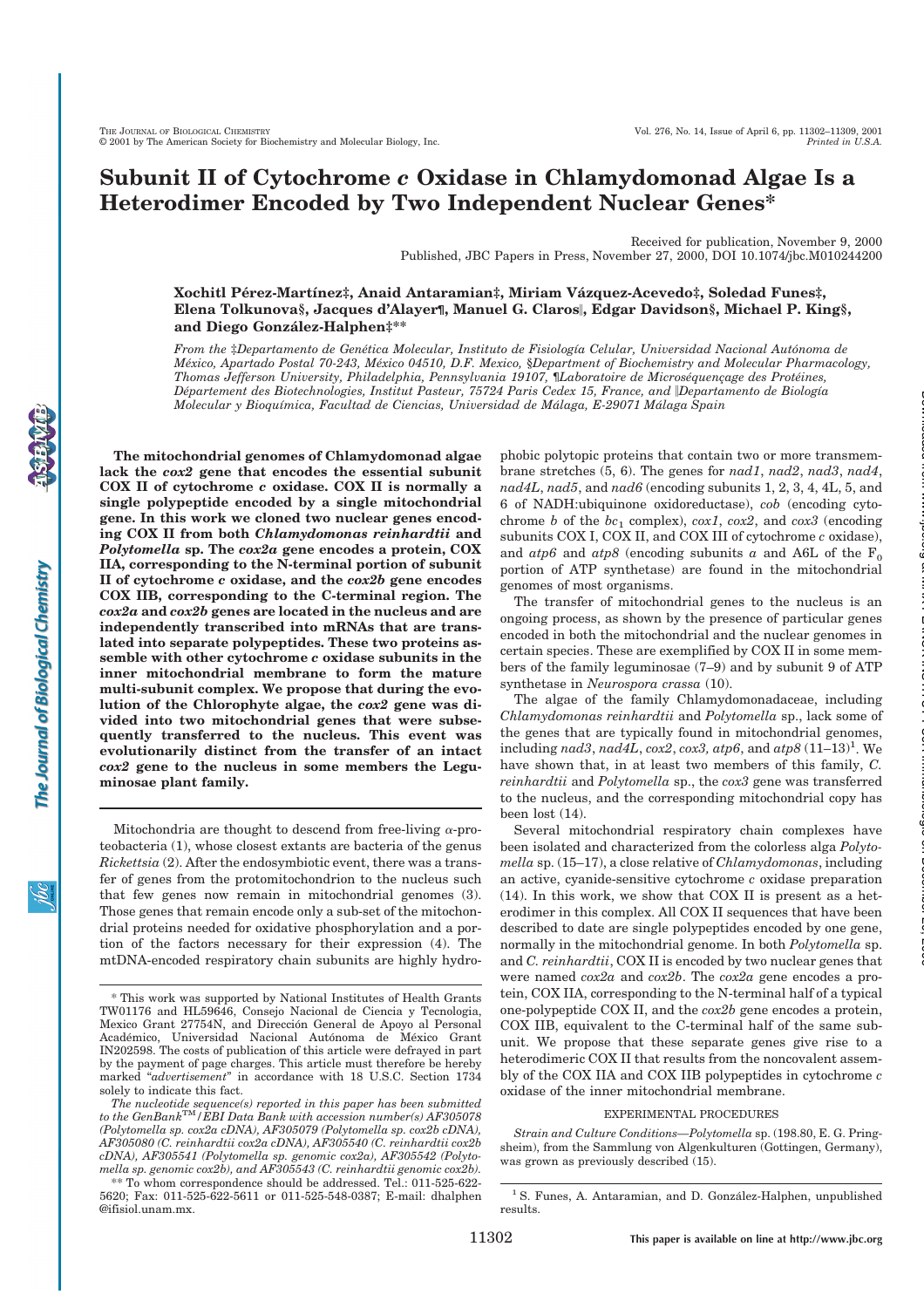# Subunit II of Cytochrome *c* Oxidase in Chlamydomonad Algae Is a Heterodimer Encoded by Two Independent Nuclear Genes*

Received for publication, November 9, 2000
Published, JBC Papers in Press, November 27, 2000, DOI 10.1074/jbc.M010244200

**Xochitl Pérez-Martínez‡, Anaid Antaramian‡, Miriam Vázquez-Acevedo‡, Soledad Funes‡, Elena Tolkunova§, Jacques d'Alayer¶, Manuel G. Claros‖, Edgar Davidson§, Michael P. King§, and Diego González-Halphen‡\*\***

*From the ‡Departamento de Genética Molecular, Instituto de Fisiología Celular, Universidad Nacional Autónoma de México, Apartado Postal 70-243, México 04510, D.F. Mexico, §Department of Biochemistry and Molecular Pharmacology, Thomas Jefferson University, Philadelphia, Pennsylvania 19107, ¶Laboratoire de Microséquençage des Protéines, Département des Biotechnologies, Institut Pasteur, 75724 Paris Cedex 15, France, and ‖Departamento de Biología Molecular y Bioquímica, Facultad de Ciencias, Universidad de Málaga, E-29071 Málaga Spain*

**The mitochondrial genomes of Chlamydomonad algae lack the *cox2* gene that encodes the essential subunit COX II of cytochrome *c* oxidase. COX II is normally a single polypeptide encoded by a single mitochondrial gene. In this work we cloned two nuclear genes encoding COX II from both *Chlamydomonas reinhardtii* and *Polytomella* sp. The *cox2a* gene encodes a protein, COX IIA, corresponding to the N-terminal portion of subunit II of cytochrome *c* oxidase, and the *cox2b* gene encodes COX IIB, corresponding to the C-terminal region. The *cox2a* and *cox2b* genes are located in the nucleus and are independently transcribed into mRNAs that are translated into separate polypeptides. These two proteins assemble with other cytochrome *c* oxidase subunits in the inner mitochondrial membrane to form the mature multi-subunit complex. We propose that during the evolution of the Chlorophyte algae, the *cox2* gene was divided into two mitochondrial genes that were subsequently transferred to the nucleus. This event was evolutionarily distinct from the transfer of an intact *cox2* gene to the nucleus in some members the Leguminosae plant family.**

Mitochondria are thought to descend from free-living α-proteobacteria (1), whose closest extants are bacteria of the genus *Rickettsia* (2). After the endosymbiotic event, there was a transfer of genes from the protomitochondrion to the nucleus such that few genes now remain in mitochondrial genomes (3). Those genes that remain encode only a sub-set of the mitochondrial proteins needed for oxidative phosphorylation and a portion of the factors necessary for their expression (4). The mtDNA-encoded respiratory chain subunits are highly hydrophobic polytopic proteins that contain two or more transmembrane stretches (5, 6). The genes for *nad1*, *nad2*, *nad3*, *nad4*, *nad4L*, *nad5*, and *nad6* (encoding subunits 1, 2, 3, 4, 4L, 5, and 6 of NADH:ubiquinone oxidoreductase), *cob* (encoding cytochrome *b* of the $bc_1$ complex), *cox1*, *cox2*, and *cox3* (encoding subunits COX I, COX II, and COX III of cytochrome *c* oxidase), and *atp6* and *atp8* (encoding subunits *a* and A6L of the $F_0$ portion of ATP synthetase) are found in the mitochondrial genomes of most organisms.

The transfer of mitochondrial genes to the nucleus is an ongoing process, as shown by the presence of particular genes encoded in both the mitochondrial and the nuclear genomes in certain species. These are exemplified by COX II in some members of the family leguminosae (7–9) and by subunit 9 of ATP synthetase in *Neurospora crassa* (10).

The algae of the family Chlamydomonadaceae, including *Chlamydomonas reinhardtii* and *Polytomella* sp., lack some of the genes that are typically found in mitochondrial genomes, including *nad3*, *nad4L*, *cox2*, *cox3*, *atp6*, and *atp8* (11–13)[1]. We have shown that, in at least two members of this family, *C. reinhardtii* and *Polytomella* sp., the *cox3* gene was transferred to the nucleus, and the corresponding mitochondrial copy has been lost (14).

Several mitochondrial respiratory chain complexes have been isolated and characterized from the colorless alga *Polytomella* sp. (15–17), a close relative of *Chlamydomonas*, including an active, cyanide-sensitive cytochrome *c* oxidase preparation (14). In this work, we show that COX II is present as a heterodimer in this complex. All COX II sequences that have been described to date are single polypeptides encoded by one gene, normally in the mitochondrial genome. In both *Polytomella* sp. and *C. reinhardtii*, COX II is encoded by two nuclear genes that were named *cox2a* and *cox2b*. The *cox2a* gene encodes a protein, COX IIA, corresponding to the N-terminal half of a typical one-polypeptide COX II, and the *cox2b* gene encodes a protein, COX IIB, equivalent to the C-terminal half of the same subunit. We propose that these separate genes give rise to a heterodimeric COX II that results from the noncovalent assembly of the COX IIA and COX IIB polypeptides in cytochrome *c* oxidase of the inner mitochondrial membrane.

## EXPERIMENTAL PROCEDURES

*Strain and Culture Conditions*—*Polytomella* sp. (198.80, E. G. Pringsheim), from the Sammlung von Algenkulturen (Gottingen, Germany), was grown as previously described (15).

\* This work was supported by National Institutes of Health Grants TW01176 and HL59646, Consejo Nacional de Ciencia y Tecnologia, Mexico Grant 27754N, and Dirección General de Apoyo al Personal Académico, Universidad Nacional Autónoma de México Grant IN202598. The costs of publication of this article were defrayed in part by the payment of page charges. This article must therefore be hereby marked "*advertisement*" in accordance with 18 U.S.C. Section 1734 solely to indicate this fact.

*The nucleotide sequence(s) reported in this paper has been submitted to the GenBank™/EBI Data Bank with accession number(s) AF305078 (Polytomella sp. cox2a cDNA), AF305079 (Polytomella sp. cox2b cDNA), AF305080 (C. reinhardtii cox2a cDNA), AF305540 (C. reinhardtii cox2b cDNA), AF305541 (Polytomella sp. genomic cox2a), AF305542 (Polytomella sp. genomic cox2b), and AF305543 (C. reinhardtii genomic cox2b).*

\*\* To whom correspondence should be addressed. Tel.: 011-525-622-5620; Fax: 011-525-622-5611 or 011-525-548-0387; E-mail: dhalphen@ifisiol.unam.mx.

[1] S. Funes, A. Antaramian, and D. González-Halphen, unpublished results.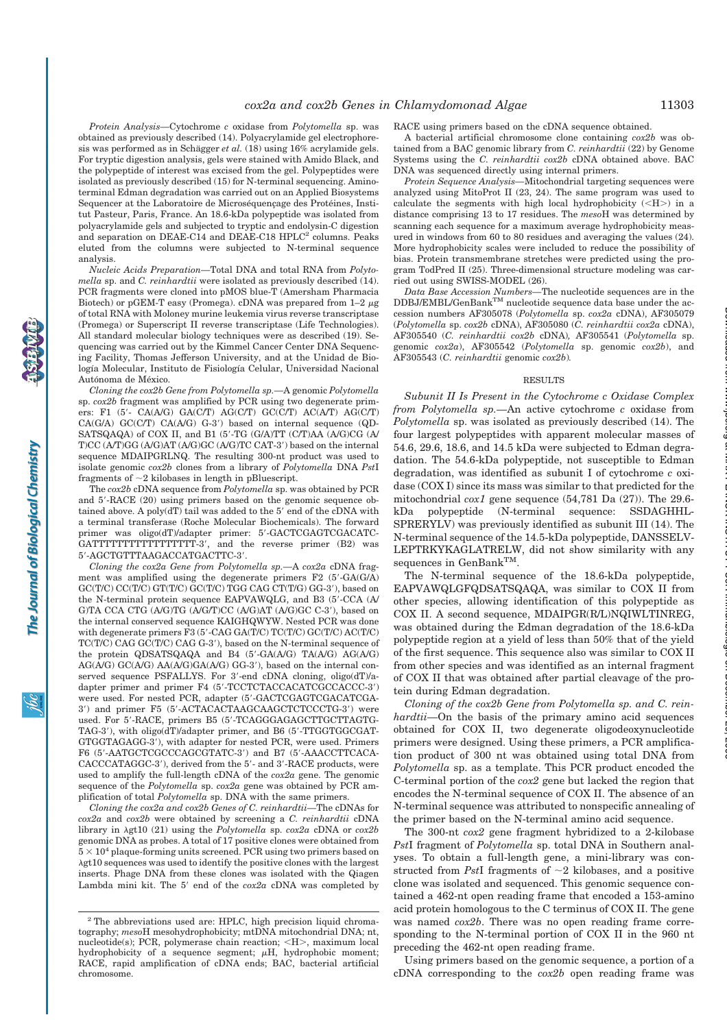*Protein Analysis*—Cytochrome *c* oxidase from *Polytomella* sp. was obtained as previously described (14). Polyacrylamide gel electrophoresis was performed as in Schägger *et al.* (18) using 16% acrylamide gels. For tryptic digestion analysis, gels were stained with Amido Black, and the polypeptide of interest was excised from the gel. Polypeptides were isolated as previously described (15) for N-terminal sequencing. Aminoterminal Edman degradation was carried out on an Applied Biosystems Sequencer at the Laboratoire de Microséquençage des Protéines, Institut Pasteur, Paris, France. An 18.6-kDa polypeptide was isolated from polyacrylamide gels and subjected to tryptic and endolysin-C digestion and separation on DEAE-C14 and DEAE-C18 HPLC[2] columns. Peaks eluted from the columns were subjected to N-terminal sequence analysis.

*Nucleic Acids Preparation*—Total DNA and total RNA from *Polytomella* sp. and *C. reinhardtii* were isolated as previously described (14). PCR fragments were cloned into pMOS blue-T (Amersham Pharmacia Biotech) or pGEM-T easy (Promega). cDNA was prepared from 1–2 μg of total RNA with Moloney murine leukemia virus reverse transcriptase (Promega) or Superscript II reverse transcriptase (Life Technologies). All standard molecular biology techniques were as described (19). Sequencing was carried out by the Kimmel Cancer Center DNA Sequencing Facility, Thomas Jefferson University, and at the Unidad de Biología Molecular, Instituto de Fisiología Celular, Universidad Nacional Autónoma de México.

*Cloning the cox2b Gene from Polytomella sp.*—A genomic *Polytomella* sp. *cox2b* fragment was amplified by PCR using two degenerate primers: F1 (5′- CA(A/G) GA(C/T) AG(C/T) GC(C/T) AC(A/T) AG(C/T) CA(G/A) GC(C/T) CA(A/G) G-3′) based on internal sequence (QDSATSQAQA) of COX II, and B1 (5′-TG (G/A)TT (C/T)AA (A/G)CG (A/T)CC (A/T)GG (A/G)AT (A/G)GC (A/G)TC CAT-3′) based on the internal sequence MDAIPGRLNQ. The resulting 300-nt product was used to isolate genomic *cox2b* clones from a library of *Polytomella* DNA *Pst*I fragments of ~2 kilobases in length in pBluescript.

The *cox2b* cDNA sequence from *Polytomella* sp. was obtained by PCR and 5′-RACE (20) using primers based on the genomic sequence obtained above. A poly(dT) tail was added to the 5′ end of the cDNA with a terminal transferase (Roche Molecular Biochemicals). The forward primer was oligo(dT)/adapter primer: 5′-GACTCGAGTCGACATCGATTTTTTTTTTTTTTTTT-3′, and the reverse primer (B2) was 5′-AGCTGTTTAAGACCATGACTTC-3′.

*Cloning the cox2a Gene from Polytomella sp.*—A *cox2a* cDNA fragment was amplified using the degenerate primers F2 (5′-GA(G/A) GC(T/C) CC(T/C) GT(T/C) GC(T/C) TGG CAG CT(T/G) GG-3′), based on the N-terminal protein sequence EAPVAWQLG, and B3 (5′-CCA (A/G)TA CCA CTG (A/G)TG (A/G/T)CC (A/G)AT (A/G)GC C-3′), based on the internal conserved sequence KAIGHQWYW. Nested PCR was done with degenerate primers F3 (5′-CAG GA(T/C) TC(T/C) GC(T/C) AC(T/C) TC(T/C) CAG GC(T/C) CAG G-3′), based on the N-terminal sequence of the protein QDSATSQAQA and B4 (5′-GA(A/G) TA(A/G) AG(A/G) AG(A/G) GC(A/G) AA(A/G)GA(A/G) GG-3′), based on the internal conserved sequence PSFALLYS. For 3′-end cDNA cloning, oligo(dT)/adapter primer and primer F4 (5′-TCCTCTACCACATCGCCACCC-3′) were used. For nested PCR, adapter (5′-GACTCGAGTCGACATCGA-3′) and primer F5 (5′-ACTACACTAAGCAAGCTCTCCCTG-3′) were used. For 5′-RACE, primers B5 (5′-TCAGGGAGAGCTTGCTTAGTGTAG-3′), with oligo(dT)/adapter primer, and B6 (5′-TTGGTGGCGATGTGGTAGAGG-3′), with adapter for nested PCR, were used. Primers F6 (5′-AATGCTCGCCCAGCGTATC-3′) and B7 (5′-AAACCTTCACACACCCATAGGC-3′), derived from the 5′- and 3′-RACE products, were used to amplify the full-length cDNA of the *cox2a* gene. The genomic sequence of the *Polytomella* sp. *cox2a* gene was obtained by PCR amplification of total *Polytomella* sp. DNA with the same primers.

*Cloning the cox2a and cox2b Genes of C. reinhardtii*—The cDNAs for *cox2a* and *cox2b* were obtained by screening a *C. reinhardtii* cDNA library in λgt10 (21) using the *Polytomella* sp. *cox2a* cDNA or *cox2b* genomic DNA as probes. A total of 17 positive clones were obtained from $5 \times 10^4$ plaque-forming units screened. PCR using two primers based on λgt10 sequences was used to identify the positive clones with the largest inserts. Phage DNA from these clones was isolated with the Qiagen Lambda mini kit. The 5′ end of the *cox2a* cDNA was completed by RACE using primers based on the cDNA sequence obtained.

A bacterial artificial chromosome clone containing *cox2b* was obtained from a BAC genomic library from *C. reinhardtii* (22) by Genome Systems using the *C. reinhardtii cox2b* cDNA obtained above. BAC DNA was sequenced directly using internal primers.

*Protein Sequence Analysis*—Mitochondrial targeting sequences were analyzed using MitoProt II (23, 24). The same program was used to calculate the segments with high local hydrophobicity (<H>) in a distance comprising 13 to 17 residues. The *meso*H was determined by scanning each sequence for a maximum average hydrophobicity measured in windows from 60 to 80 residues and averaging the values (24). More hydrophobicity scales were included to reduce the possibility of bias. Protein transmembrane stretches were predicted using the program TodPred II (25). Three-dimensional structure modeling was carried out using SWISS-MODEL (26).

*Data Base Accession Numbers*—The nucleotide sequences are in the DDBJ/EMBL/GenBank™ nucleotide sequence data base under the accession numbers AF305078 (*Polytomella* sp. *cox2a* cDNA), AF305079 (*Polytomella* sp. *cox2b* cDNA), AF305080 (*C. reinhardtii cox2a* cDNA), AF305540 (*C. reinhardtii cox2b* cDNA), AF305541 (*Polytomella* sp. genomic *cox2a*), AF305542 (*Polytomella* sp. genomic *cox2b*), and AF305543 (*C. reinhardtii* genomic *cox2b*).

## RESULTS

*Subunit II Is Present in the Cytochrome c Oxidase Complex from Polytomella sp.*—An active cytochrome *c* oxidase from *Polytomella* sp. was isolated as previously described (14). The four largest polypeptides with apparent molecular masses of 54.6, 29.6, 18.6, and 14.5 kDa were subjected to Edman degradation. The 54.6-kDa polypeptide, not susceptible to Edman degradation, was identified as subunit I of cytochrome *c* oxidase (COX I) since its mass was similar to that predicted for the mitochondrial *cox1* gene sequence (54,781 Da (27)). The 29.6-kDa polypeptide (N-terminal sequence: SSDAGHHLSPRERYLV) was previously identified as subunit III (14). The N-terminal sequence of the 14.5-kDa polypeptide, DANSSELVLEPTRKYKAGLATRELW, did not show similarity with any sequences in GenBank™.

The N-terminal sequence of the 18.6-kDa polypeptide, EAPVAWQLGFQDSATSQAQA, was similar to COX II from other species, allowing identification of this polypeptide as COX II. A second sequence, MDAIPGR(R/L)NQIWLTINREG, was obtained during the Edman degradation of the 18.6-kDa polypeptide region at a yield of less than 50% that of the yield of the first sequence. This sequence also was similar to COX II from other species and was identified as an internal fragment of COX II that was obtained after partial cleavage of the protein during Edman degradation.

*Cloning of the cox2b Gene from Polytomella sp. and C. reinhardtii*—On the basis of the primary amino acid sequences obtained for COX II, two degenerate oligodeoxynucleotide primers were designed. Using these primers, a PCR amplification product of 300 nt was obtained using total DNA from *Polytomella* sp. as a template. This PCR product encoded the C-terminal portion of the *cox2* gene but lacked the region that encodes the N-terminal sequence of COX II. The absence of an N-terminal sequence was attributed to nonspecific annealing of the primer based on the N-terminal amino acid sequence.

The 300-nt *cox2* gene fragment hybridized to a 2-kilobase *Pst*I fragment of *Polytomella* sp. total DNA in Southern analyses. To obtain a full-length gene, a mini-library was constructed from *Pst*I fragments of ~2 kilobases, and a positive clone was isolated and sequenced. This genomic sequence contained a 462-nt open reading frame that encoded a 153-amino acid protein homologous to the C terminus of COX II. The gene was named *cox2b*. There was no open reading frame corresponding to the N-terminal portion of COX II in the 960 nt preceding the 462-nt open reading frame.

Using primers based on the genomic sequence, a portion of a cDNA corresponding to the *cox2b* open reading frame was

[2] The abbreviations used are: HPLC, high precision liquid chromatography; *meso*H mesohydrophobicity; mtDNA mitochondrial DNA; nt, nucleotide(s); PCR, polymerase chain reaction; <H>, maximum local hydrophobicity of a sequence segment; μH, hydrophobic moment; RACE, rapid amplification of cDNA ends; BAC, bacterial artificial chromosome.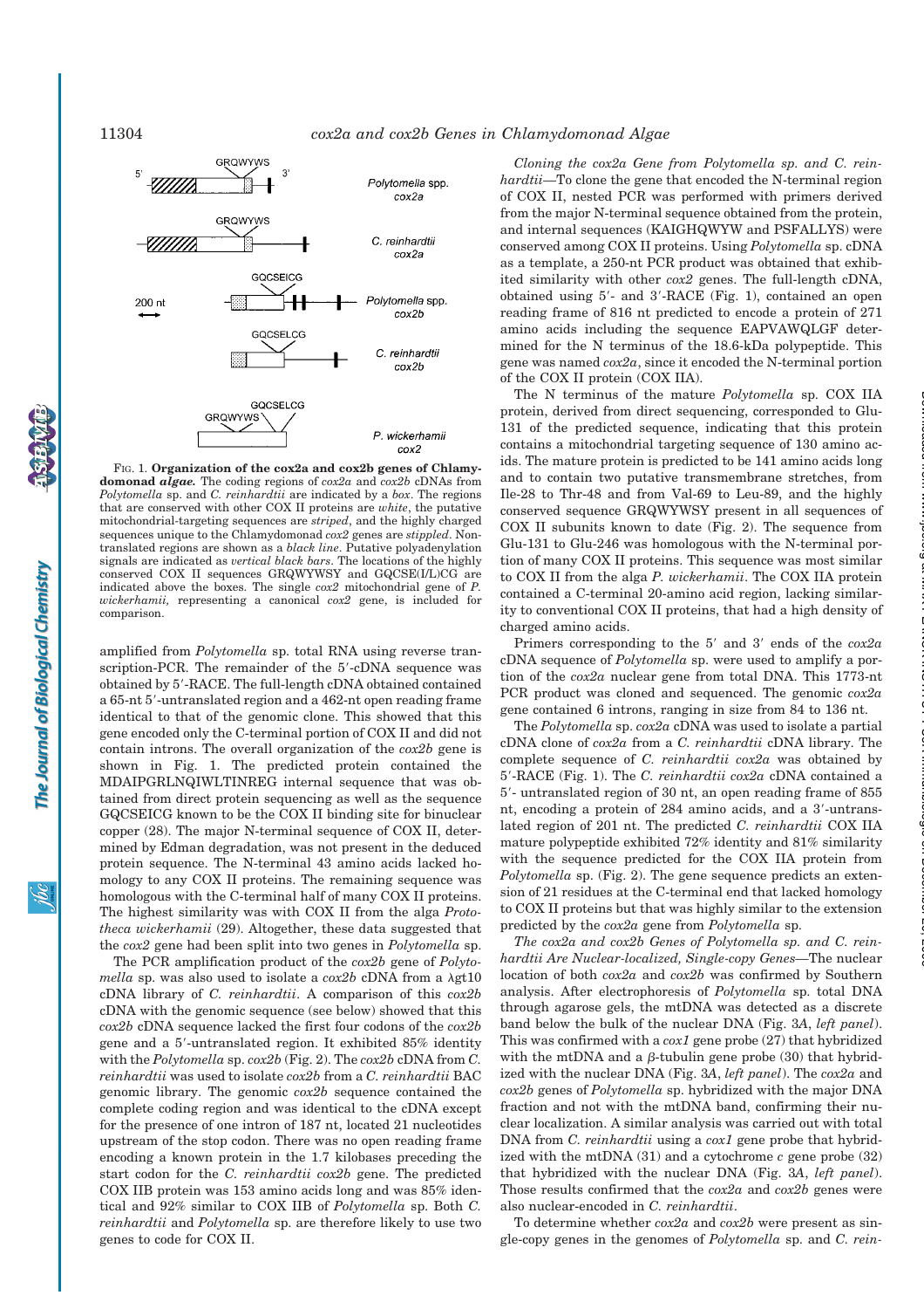FIG. 1. **Organization of the cox2a and cox2b genes of Chlamydomonad *algae*.** The coding regions of *cox2a* and *cox2b* cDNAs from *Polytomella* sp. and *C. reinhardtii* are indicated by a *box*. The regions that are conserved with other COX II proteins are *white*, the putative mitochondrial-targeting sequences are *striped*, and the highly charged sequences unique to the Chlamydomonad *cox2* genes are *stippled*. Nontranslated regions are shown as a *black line*. Putative polyadenylation signals are indicated as *vertical black bars*. The locations of the highly conserved COX II sequences GRQWYWSY and GQCSE(I/L)CG are indicated above the boxes. The single *cox2* mitochondrial gene of *P. wickerhamii,* representing a canonical *cox2* gene, is included for comparison.

amplified from *Polytomella* sp. total RNA using reverse transcription-PCR. The remainder of the 5′-cDNA sequence was obtained by 5′-RACE. The full-length cDNA obtained contained a 65-nt 5′-untranslated region and a 462-nt open reading frame identical to that of the genomic clone. This showed that this gene encoded only the C-terminal portion of COX II and did not contain introns. The overall organization of the *cox2b* gene is shown in Fig. 1. The predicted protein contained the MDAIPGRLNQIWLTINREG internal sequence that was obtained from direct protein sequencing as well as the sequence GQCSEICG known to be the COX II binding site for binuclear copper (28). The major N-terminal sequence of COX II, determined by Edman degradation, was not present in the deduced protein sequence. The N-terminal 43 amino acids lacked homology to any COX II proteins. The remaining sequence was homologous with the C-terminal half of many COX II proteins. The highest similarity was with COX II from the alga *Prototheca wickerhamii* (29). Altogether, these data suggested that the *cox2* gene had been split into two genes in *Polytomella* sp.

The PCR amplification product of the *cox2b* gene of *Polytomella* sp. was also used to isolate a *cox2b* cDNA from a λgt10 cDNA library of *C. reinhardtii*. A comparison of this *cox2b* cDNA with the genomic sequence (see below) showed that this *cox2b* cDNA sequence lacked the first four codons of the *cox2b* gene and a 5′-untranslated region. It exhibited 85% identity with the *Polytomella* sp. *cox2b* (Fig. 2). The *cox2b* cDNA from *C. reinhardtii* was used to isolate *cox2b* from a *C. reinhardtii* BAC genomic library. The genomic *cox2b* sequence contained the complete coding region and was identical to the cDNA except for the presence of one intron of 187 nt, located 21 nucleotides upstream of the stop codon. There was no open reading frame encoding a known protein in the 1.7 kilobases preceding the start codon for the *C. reinhardtii cox2b* gene. The predicted COX IIB protein was 153 amino acids long and was 85% identical and 92% similar to COX IIB of *Polytomella* sp. Both *C. reinhardtii* and *Polytomella* sp. are therefore likely to use two genes to code for COX II.

*Cloning the cox2a Gene from Polytomella sp. and C. reinhardtii*—To clone the gene that encoded the N-terminal region of COX II, nested PCR was performed with primers derived from the major N-terminal sequence obtained from the protein, and internal sequences (KAIGHQWYW and PSFALLYS) were conserved among COX II proteins. Using *Polytomella* sp. cDNA as a template, a 250-nt PCR product was obtained that exhibited similarity with other *cox2* genes. The full-length cDNA, obtained using 5′- and 3′-RACE (Fig. 1), contained an open reading frame of 816 nt predicted to encode a protein of 271 amino acids including the sequence EAPVAWQLGF determined for the N terminus of the 18.6-kDa polypeptide. This gene was named *cox2a*, since it encoded the N-terminal portion of the COX II protein (COX IIA).

The N terminus of the mature *Polytomella* sp. COX IIA protein, derived from direct sequencing, corresponded to Glu-131 of the predicted sequence, indicating that this protein contains a mitochondrial targeting sequence of 130 amino acids. The mature protein is predicted to be 141 amino acids long and to contain two putative transmembrane stretches, from Ile-28 to Thr-48 and from Val-69 to Leu-89, and the highly conserved sequence GRQWYWSY present in all sequences of COX II subunits known to date (Fig. 2). The sequence from Glu-131 to Glu-246 was homologous with the N-terminal portion of many COX II proteins. This sequence was most similar to COX II from the alga *P. wickerhamii*. The COX IIA protein contained a C-terminal 20-amino acid region, lacking similarity to conventional COX II proteins, that had a high density of charged amino acids.

Primers corresponding to the 5′ and 3′ ends of the *cox2a* cDNA sequence of *Polytomella* sp. were used to amplify a portion of the *cox2a* nuclear gene from total DNA. This 1773-nt PCR product was cloned and sequenced. The genomic *cox2a* gene contained 6 introns, ranging in size from 84 to 136 nt.

The *Polytomella* sp. *cox2a* cDNA was used to isolate a partial cDNA clone of *cox2a* from a *C. reinhardtii* cDNA library. The complete sequence of *C. reinhardtii cox2a* was obtained by 5′-RACE (Fig. 1). The *C. reinhardtii cox2a* cDNA contained a 5′- untranslated region of 30 nt, an open reading frame of 855 nt, encoding a protein of 284 amino acids, and a 3′-untranslated region of 201 nt. The predicted *C. reinhardtii* COX IIA mature polypeptide exhibited 72% identity and 81% similarity with the sequence predicted for the COX IIA protein from *Polytomella* sp. (Fig. 2). The gene sequence predicts an extension of 21 residues at the C-terminal end that lacked homology to COX II proteins but that was highly similar to the extension predicted by the *cox2a* gene from *Polytomella* sp.

*The cox2a and cox2b Genes of Polytomella sp. and C. reinhardtii Are Nuclear-localized, Single-copy Genes*—The nuclear location of both *cox2a* and *cox2b* was confirmed by Southern analysis. After electrophoresis of *Polytomella* sp. total DNA through agarose gels, the mtDNA was detected as a discrete band below the bulk of the nuclear DNA (Fig. 3*A*, *left panel*). This was confirmed with a *cox1* gene probe (27) that hybridized with the mtDNA and a β-tubulin gene probe (30) that hybridized with the nuclear DNA (Fig. 3*A*, *left panel*). The *cox2a* and *cox2b* genes of *Polytomella* sp. hybridized with the major DNA fraction and not with the mtDNA band, confirming their nuclear localization. A similar analysis was carried out with total DNA from *C. reinhardtii* using a *cox1* gene probe that hybridized with the mtDNA (31) and a cytochrome *c* gene probe (32) that hybridized with the nuclear DNA (Fig. 3*A*, *left panel*). Those results confirmed that the *cox2a* and *cox2b* genes were also nuclear-encoded in *C. reinhardtii*.

To determine whether *cox2a* and *cox2b* were present as single-copy genes in the genomes of *Polytomella* sp. and *C. rein-*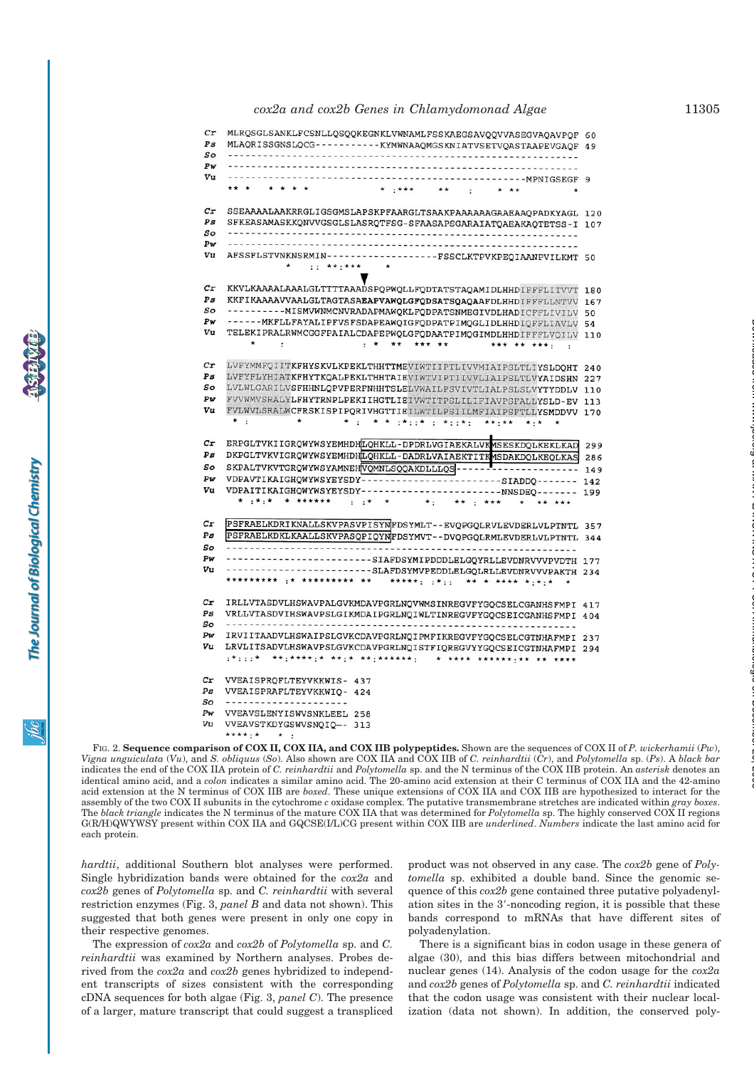```
Cr   MLRQSGLSANKLFCSNLLQSQQKEGNKLVWNAMLFSSKAEGSAVQQVVASEGVAQAVPQF 60
Ps   MLAQRISSGNSLQCG-----------KYMWNAAQMGSKNIATVSETVQASTAAPEVGAQF 49
So   ------------------------------------------------------------
Pw   ------------------------------------------------------------
Vu   --------------------------------------------------MPNIGSEGF 9
     ** *    * * * *               * :***    **   :     * **      *

Cr   SSEAAAALAAKRRGLIGSGMSLAPSKPFAARGLTSAAKPAAAAAAGAAEAAQPADKYAGL 120
Ps   SFKEASAMASKKQNVVGSGLSLASRQTFSG-SFAASAPSGARAIATQAEAKAQTETSS-I 107
So   ------------------------------------------------------------
Pw   ------------------------------------------------------------
Vu   AFSSFLSTVNKNSRMIN-----------------FSSCLKTPVKPEQIAANPVILKMT 50
             *    :: **:***     *

Cr   KKVLKAAAALAAALGLTTTTAAADSPQPWQLLFQDTATSTAQAMIDLHHDIFFFLITVVT 180
Ps   KKFIKAAAAVVAALGLTAGTASAEAPVAWQLGFQDSATSQAQAAFDLHHDIFFFLNTVV 167
So   ---------MISMVWNMCNVRADAPMAWQKLFQDPATSNMEGIVDLHADICFFLIVILV 50
Pw   ------MKFLLFAYALIPFVSFSDAPEAWQIGFQDPATPIMQGLIDLHHDIQFFLIAVLV 54
Vu   TELEKIPRALRWMCGGFPAIALCDAPEPWQLGFQDAATPIMQGIMDLHHDIFFFLVQILV 110
        *      :               : *  **   *** **        *** ** ***:  :

Cr   LVFYMMFQIITKFHYSKVLKPEKLTHHTTMEVIWTIIPTLIVVMIAIPSLTLIYSLDQHT 240
Ps   LVFYFLYHIATKFHYTKQALPEKLTHHTAIEVIWTVIPTIIVVLIAIPSLTLVYAIDSHN 227
So   LVLWLGARILVSFHHNLQPVPERFNHHTSLELVWAILPSVIVTLIALPSLSLVYTYDDLV 110
Pw   FVVWMVSRALYLFHYTRNPLPEKIIHGTLIEIVWTITPSLILIFIAVPSFALLYSLD-EV 113
Vu   FVLWVLSRALWCFRSKISPIPQRIVHGTTIEILWTILPSIILMFIAIPSFTLLYSMDDVV 170
     * :           *           * :  * * :*::* : *::*:   **:**   *:*  *

Cr   ERPGLTVKIIGRQWYWSYEMHDHLQHKLL-DPDRLVGIAEKALVKMSESKDQLKEKLKAD 299
Ps   DKPGLTVKVIGRQWYWSYEMHDHLQHKLL-DADRLVAIAEKTITKMSDAKDQLKEQLKAS 286
So   SKPALTVKVTGRQWYWSYAMNEHVQMNLSQQAKDLLLQS-------------------- 149
Pw   VDPAVTIKAIGHQWYWSYEYSDY----------------------SIADDQ------- 142
Vu   VDPAITIKAIGHQWYWSYEYSDY----------------------NNSDEQ------- 199
       * :*:*  * ******      : :*    *       *:     ** : ***     *  ** ***

Cr   PSFRAELKDRIKNALLSKVPASVPISYNFDSYMLT--EVQPGQLRVLEVDERLVLPTNTL 357
Ps   PSFRAELKDKLKAALLSKVPASQPIQYNFDSYMVT--DVQPGQLRMLEVDERLVLPTNTL 344
So   ------------------------------------------------------------
Pw   -----------------------SIAFDSYMIPDDDLELGQYRLLEVDNRVVVPVDTH 177
Vu   -----------------------SLAFDSYMVPEDDLELGQLRLLEVDNRVVVPAKTH 234
     ********* :* ********* **       *****: :*::   ** * **** *:*:*  *

Cr   IRLLVTASDVLHSWAVPALGVKMDAVPGRLNQVWMSINREGVFYGQCSELCGANHSFMPI 417
Ps   VRLLVTASDVIHSWAVPSLGIKMDAIPGRLNQIWLTINREGVFYGQCSEICGANHSFMPI 404
So   ------------------------------------------------------------
Pw   IRVIITAADVLHSWAIPSLGVKCDAVPGRLNQIPMFIKREGVFYGQCSELCGTNHAFMPI 237
Vu   LRVLITSADVLHSWAVPSLGVKCDAVPGRLNQISTFIQREGVYYGQCSEICGTNHAFMPI 294
     :*:::*   **:****:* **:* **:******:      * ****  ******:** ** ****

Cr   VVEAISPRQFLTEYVKKWIS- 437
Ps   VVEAISPRAFLTEYVKKWIQ- 424
So   ---------------------
Pw   VVEAVSLENYISWVSNKLEEL 258
Vu   VVEAVSTKDYGSWVSNQIQ-- 313
     ****:*    *  :
```

FIG. 2. **Sequence comparison of COX II, COX IIA, and COX IIB polypeptides.** Shown are the sequences of COX II of *P. wickerhamii* (*Pw*), *Vigna unguiculata* (*Vu*), and *S. obliquus* (*So*). Also shown are COX IIA and COX IIB of *C. reinhardtii* (*Cr*), and *Polytomella* sp. (*Ps*). A *black bar* indicates the end of the COX IIA protein of *C. reinhardtii* and *Polytomella* sp. and the N terminus of the COX IIB protein. An *asterisk* denotes an identical amino acid, and a *colon* indicates a similar amino acid. The 20-amino acid extension at their C terminus of COX IIA and the 42-amino acid extension at the N terminus of COX IIB are *boxed*. These unique extensions of COX IIA and COX IIB are hypothesized to interact for the assembly of the two COX II subunits in the cytochrome *c* oxidase complex. The putative transmembrane stretches are indicated within *gray boxes*. The *black triangle* indicates the N terminus of the mature COX IIA that was determined for *Polytomella* sp. The highly conserved COX II regions G(R/H)QWYWSY present within COX IIA and GQCSE(I/L)CG present within COX IIB are *underlined*. *Numbers* indicate the last amino acid for each protein.

*hardtii*, additional Southern blot analyses were performed. Single hybridization bands were obtained for the *cox2a* and *cox2b* genes of *Polytomella* sp. and *C. reinhardtii* with several restriction enzymes (Fig. 3, *panel B* and data not shown). This suggested that both genes were present in only one copy in their respective genomes.

The expression of *cox2a* and *cox2b* of *Polytomella* sp. and *C. reinhardtii* was examined by Northern analyses. Probes derived from the *cox2a* and *cox2b* genes hybridized to independent transcripts of sizes consistent with the corresponding cDNA sequences for both algae (Fig. 3, *panel C*). The presence of a larger, mature transcript that could suggest a transpliced product was not observed in any case. The *cox2b* gene of *Polytomella* sp. exhibited a double band. Since the genomic sequence of this *cox2b* gene contained three putative polyadenylation sites in the 3′-noncoding region, it is possible that these bands correspond to mRNAs that have different sites of polyadenylation.

There is a significant bias in codon usage in these genera of algae (30), and this bias differs between mitochondrial and nuclear genes (14). Analysis of the codon usage for the *cox2a* and *cox2b* genes of *Polytomella* sp. and *C. reinhardtii* indicated that the codon usage was consistent with their nuclear localization (data not shown). In addition, the conserved poly-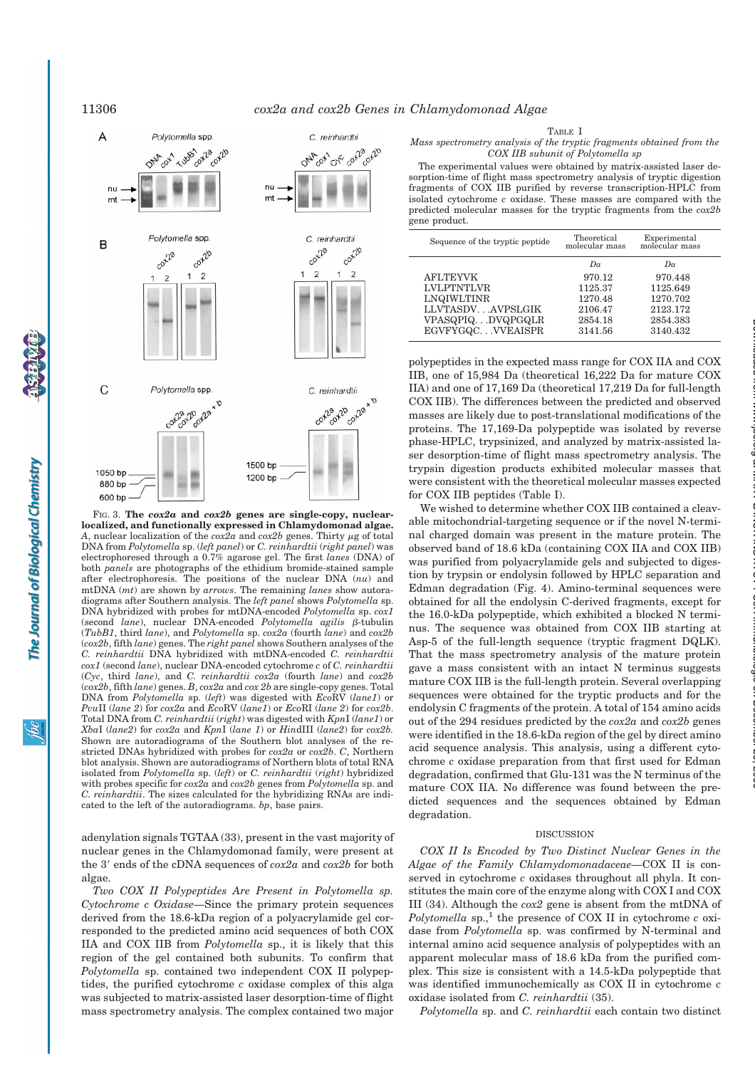FIG. 3. **The *cox2a* and *cox2b* genes are single-copy, nuclear-localized, and functionally expressed in Chlamydomonad algae.** *A*, nuclear localization of the *cox2a* and *cox2b* genes. Thirty μg of total DNA from *Polytomella* sp. (*left panel*) or *C. reinhardtii* (*right panel*) was electrophoresed through a 0.7% agarose gel. The first *lanes* (DNA) of both *panels* are photographs of the ethidium bromide-stained sample after electrophoresis. The positions of the nuclear DNA (*nu*) and mtDNA (*mt*) are shown by *arrows*. The remaining *lanes* show autoradiograms after Southern analysis. The *left panel* shows *Polytomella* sp. DNA hybridized with probes for mtDNA-encoded *Polytomella* sp. *cox1* (second *lane*), nuclear DNA-encoded *Polytomella agilis* β-tubulin (*TubB1*, third *lane*), and *Polytomella* sp. *cox2a* (fourth *lane*) and *cox2b* (*cox2b*, fifth *lane*) genes. The *right panel* shows Southern analyses of the *C. reinhardtii* DNA hybridized with mtDNA-encoded *C. reinhardtii* *cox1* (second *lane*), nuclear DNA-encoded cytochrome *c* of *C. reinhardtii* (*Cyc*, third *lane*), and *C. reinhardtii* *cox2a* (fourth *lane*) and *cox2b* (*cox2b*, fifth *lane*) genes. *B*, *cox2a* and *cox 2b* are single-copy genes. Total DNA from *Polytomella* sp. (*left*) was digested with *Eco*RV (*lane1*) or *Pvu*II (*lane 2*) for *cox2a* and *Eco*RV (*lane1*) or *Eco*RI (*lane 2*) for *cox2b*. Total DNA from *C. reinhardtii* (*right*) was digested with *Kpn*I (*lane1*) or *Xba*I (*lane2*) for *cox2a* and *Kpn*I (*lane 1*) or *Hin*dIII (*lane2*) for *cox2b*. Shown are autoradiograms of the Southern blot analyses of the restricted DNAs hybridized with probes for *cox2a* or *cox2b*. *C*, Northern blot analysis. Shown are autoradiograms of Northern blots of total RNA isolated from *Polytomella* sp. (*left*) or *C. reinhardtii* (*right*) hybridized with probes specific for *cox2a* and *cox2b* genes from *Polytomella* sp. and *C. reinhardtii*. The sizes calculated for the hybridizing RNAs are indicated to the left of the autoradiograms. *bp*, base pairs.

adenylation signals TGTAA (33), present in the vast majority of nuclear genes in the Chlamydomonad family, were present at the 3′ ends of the cDNA sequences of *cox2a* and *cox2b* for both algae.

*Two COX II Polypeptides Are Present in Polytomella sp. Cytochrome c Oxidase*—Since the primary protein sequences derived from the 18.6-kDa region of a polyacrylamide gel corresponded to the predicted amino acid sequences of both COX IIA and COX IIB from *Polytomella* sp., it is likely that this region of the gel contained both subunits. To confirm that *Polytomella* sp. contained two independent COX II polypeptides, the purified cytochrome *c* oxidase complex of this alga was subjected to matrix-assisted laser desorption-time of flight mass spectrometry analysis. The complex contained two major polypeptides in the expected mass range for COX IIA and COX IIB, one of 15,984 Da (theoretical 16,222 Da for mature COX IIA) and one of 17,169 Da (theoretical 17,219 Da for full-length COX IIB). The differences between the predicted and observed masses are likely due to post-translational modifications of the proteins. The 17,169-Da polypeptide was isolated by reverse phase-HPLC, trypsinized, and analyzed by matrix-assisted laser desorption-time of flight mass spectrometry analysis. The trypsin digestion products exhibited molecular masses that were consistent with the theoretical molecular masses expected for COX IIB peptides (Table I).

TABLE I
*Mass spectrometry analysis of the tryptic fragments obtained from the COX IIB subunit of Polytomella sp*

The experimental values were obtained by matrix-assisted laser desorption-time of flight mass spectrometry analysis of tryptic digestion fragments of COX IIB purified by reverse transcription-HPLC from isolated cytochrome *c* oxidase. These masses are compared with the predicted molecular masses for the tryptic fragments from the *cox2b* gene product.

| Sequence of the tryptic peptide | Theoretical molecular mass | Experimental molecular mass |
|---|---|---|
| | *Da* | *Da* |
| AFLTEYVK | 970.12 | 970.448 |
| LVLPTNTLVR | 1125.37 | 1125.649 |
| LNQIWLTINR | 1270.48 | 1270.702 |
| LLVTASDV. . .AVPSLGIK | 2106.47 | 2123.172 |
| VPASQPIQ. . .DVQPGQLR | 2854.18 | 2854.383 |
| EGVFYGQC. . .VVEAISPR | 3141.56 | 3140.432 |

We wished to determine whether COX IIB contained a cleavable mitochondrial-targeting sequence or if the novel N-terminal charged domain was present in the mature protein. The observed band of 18.6 kDa (containing COX IIA and COX IIB) was purified from polyacrylamide gels and subjected to digestion by trypsin or endolysin followed by HPLC separation and Edman degradation (Fig. 4). Amino-terminal sequences were obtained for all the endolysin C-derived fragments, except for the 16.0-kDa polypeptide, which exhibited a blocked N terminus. The sequence was obtained from COX IIB starting at Asp-5 of the full-length sequence (tryptic fragment DQLK). That the mass spectrometry analysis of the mature protein gave a mass consistent with an intact N terminus suggests mature COX IIB is the full-length protein. Several overlapping sequences were obtained for the tryptic products and for the endolysin C fragments of the protein. A total of 154 amino acids out of the 294 residues predicted by the *cox2a* and *cox2b* genes were identified in the 18.6-kDa region of the gel by direct amino acid sequence analysis. This analysis, using a different cytochrome *c* oxidase preparation from that first used for Edman degradation, confirmed that Glu-131 was the N terminus of the mature COX IIA. No difference was found between the predicted sequences and the sequences obtained by Edman degradation.

## DISCUSSION

*COX II Is Encoded by Two Distinct Nuclear Genes in the Algae of the Family Chlamydomonadaceae*—COX II is conserved in cytochrome *c* oxidases throughout all phyla. It constitutes the main core of the enzyme along with COX I and COX III (34). Although the *cox2* gene is absent from the mtDNA of *Polytomella* sp.,[1] the presence of COX II in cytochrome *c* oxidase from *Polytomella* sp. was confirmed by N-terminal and internal amino acid sequence analysis of polypeptides with an apparent molecular mass of 18.6 kDa from the purified complex. This size is consistent with a 14.5-kDa polypeptide that was identified immunochemically as COX II in cytochrome *c* oxidase isolated from *C. reinhardtii* (35).

*Polytomella* sp. and *C. reinhardtii* each contain two distinct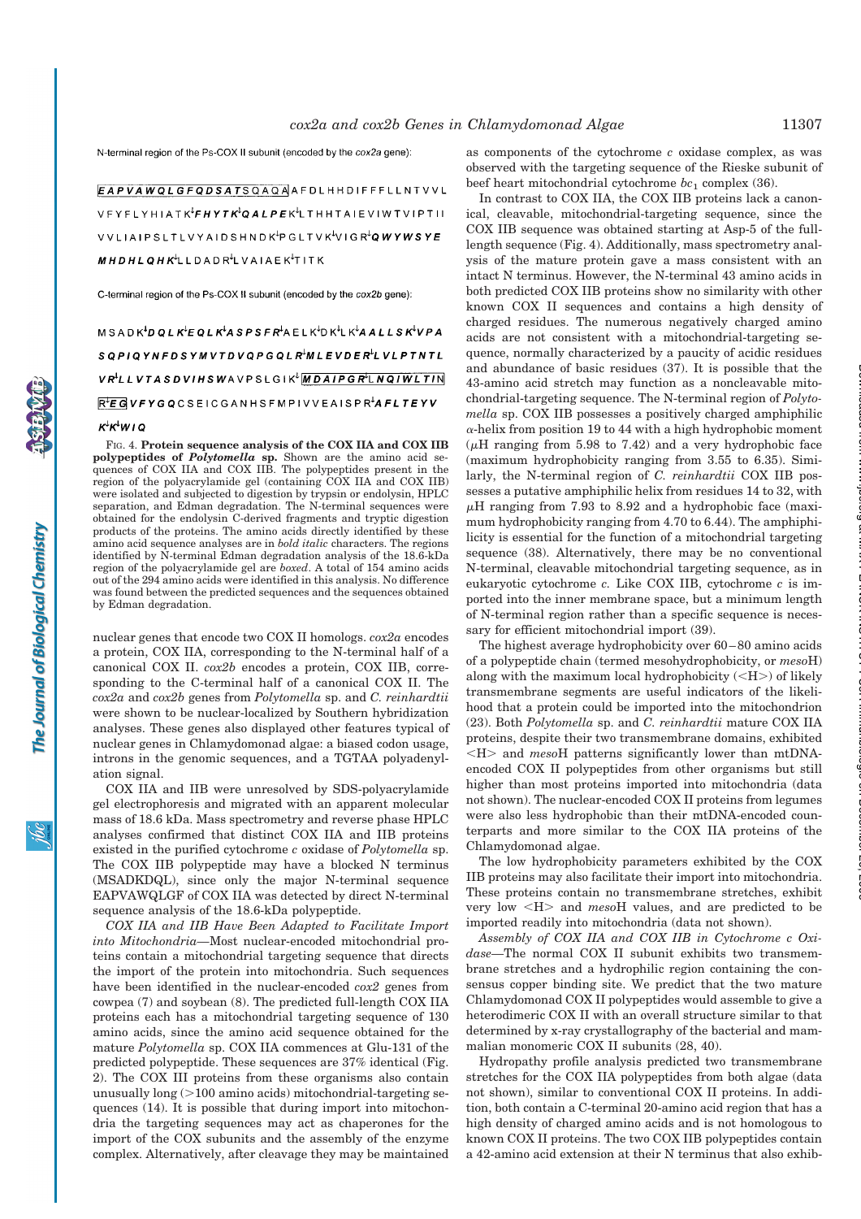N-terminal region of the Ps-COX II subunit (encoded by the *cox2a* gene):

***EAPVAWQLGFQDSAT***SQAQAAFDLHHDIFFFLLNTVVL VFYFLYHIATK↓***FHYTK***↓***QALPE***K↓LTHHTAIEVIWTVIPTII VVLIAIPSLTLVYAIDSHNDK↓PGLTVK↓VIGR↓***QWYWSYE MHDHLQHK***↓LLDADR↓LVAIAEK↓TITK

C-terminal region of the Ps-COX II subunit (encoded by the *cox2b* gene):

MSADK↓***DQLK***↓***EQLK***↓***ASPSFR***↓AELK↓DK↓LK↓***AALLSK***↓***VPA SQPIQYNFDSYMVTDVQPGQLR***↓***MLEVDER***↓***LVLPTNTL VR***↓***LLVTASDVIHSW***AVPSLGIK↓***MDAIPGR***↓***LNQIWLT***IN R↓***EG***VFYGQCSEICGANHSFMPIVVEAISPR↓***AFLTEYV K***↓K↓***WIQ***

FIG. 4. **Protein sequence analysis of the COX IIA and COX IIB polypeptides of *Polytomella* sp.** Shown are the amino acid sequences of COX IIA and COX IIB. The polypeptides present in the region of the polyacrylamide gel (containing COX IIA and COX IIB) were isolated and subjected to digestion by trypsin or endolysin, HPLC separation, and Edman degradation. The N-terminal sequences were obtained for the endolysin C-derived fragments and tryptic digestion products of the proteins. The amino acids directly identified by these amino acid sequence analyses are in *bold italic* characters. The regions identified by N-terminal Edman degradation analysis of the 18.6-kDa region of the polyacrylamide gel are *boxed*. A total of 154 amino acids out of the 294 amino acids were identified in this analysis. No difference was found between the predicted sequences and the sequences obtained by Edman degradation.

nuclear genes that encode two COX II homologs. *cox2a* encodes a protein, COX IIA, corresponding to the N-terminal half of a canonical COX II. *cox2b* encodes a protein, COX IIB, corresponding to the C-terminal half of a canonical COX II. The *cox2a* and *cox2b* genes from *Polytomella* sp. and *C. reinhardtii* were shown to be nuclear-localized by Southern hybridization analyses. These genes also displayed other features typical of nuclear genes in Chlamydomonad algae: a biased codon usage, introns in the genomic sequences, and a TGTAA polyadenylation signal.

COX IIA and IIB were unresolved by SDS-polyacrylamide gel electrophoresis and migrated with an apparent molecular mass of 18.6 kDa. Mass spectrometry and reverse phase HPLC analyses confirmed that distinct COX IIA and IIB proteins existed in the purified cytochrome *c* oxidase of *Polytomella* sp. The COX IIB polypeptide may have a blocked N terminus (MSADKDQL), since only the major N-terminal sequence EAPVAWQLGF of COX IIA was detected by direct N-terminal sequence analysis of the 18.6-kDa polypeptide.

*COX IIA and IIB Have Been Adapted to Facilitate Import into Mitochondria*—Most nuclear-encoded mitochondrial proteins contain a mitochondrial targeting sequence that directs the import of the protein into mitochondria. Such sequences have been identified in the nuclear-encoded *cox2* genes from cowpea (7) and soybean (8). The predicted full-length COX IIA proteins each has a mitochondrial targeting sequence of 130 amino acids, since the amino acid sequence obtained for the mature *Polytomella* sp. COX IIA commences at Glu-131 of the predicted polypeptide. These sequences are 37% identical (Fig. 2). The COX III proteins from these organisms also contain unusually long (>100 amino acids) mitochondrial-targeting sequences (14). It is possible that during import into mitochondria the targeting sequences may act as chaperones for the import of the COX subunits and the assembly of the enzyme complex. Alternatively, after cleavage they may be maintained as components of the cytochrome *c* oxidase complex, as was observed with the targeting sequence of the Rieske subunit of beef heart mitochondrial cytochrome $bc_1$ complex (36).

In contrast to COX IIA, the COX IIB proteins lack a canonical, cleavable, mitochondrial-targeting sequence, since the COX IIB sequence was obtained starting at Asp-5 of the full-length sequence (Fig. 4). Additionally, mass spectrometry analysis of the mature protein gave a mass consistent with an intact N terminus. However, the N-terminal 43 amino acids in both predicted COX IIB proteins show no similarity with other known COX II sequences and contains a high density of charged residues. The numerous negatively charged amino acids are not consistent with a mitochondrial-targeting sequence, normally characterized by a paucity of acidic residues and abundance of basic residues (37). It is possible that the 43-amino acid stretch may function as a noncleavable mitochondrial-targeting sequence. The N-terminal region of *Polytomella* sp. COX IIB possesses a positively charged amphiphilic $\alpha$-helix from position 19 to 44 with a high hydrophobic moment ($\mu$H ranging from 5.98 to 7.42) and a very hydrophobic face (maximum hydrophobicity ranging from 3.55 to 6.35). Similarly, the N-terminal region of *C. reinhardtii* COX IIB possesses a putative amphiphilic helix from residues 14 to 32, with $\mu$H ranging from 7.93 to 8.92 and a hydrophobic face (maximum hydrophobicity ranging from 4.70 to 6.44). The amphiphilicity is essential for the function of a mitochondrial targeting sequence (38). Alternatively, there may be no conventional N-terminal, cleavable mitochondrial targeting sequence, as in eukaryotic cytochrome *c*. Like COX IIB, cytochrome *c* is imported into the inner membrane space, but a minimum length of N-terminal region rather than a specific sequence is necessary for efficient mitochondrial import (39).

The highest average hydrophobicity over 60–80 amino acids of a polypeptide chain (termed mesohydrophobicity, or *meso*H) along with the maximum local hydrophobicity (<H>) of likely transmembrane segments are useful indicators of the likelihood that a protein could be imported into the mitochondrion (23). Both *Polytomella* sp. and *C. reinhardtii* mature COX IIA proteins, despite their two transmembrane domains, exhibited <H> and *meso*H patterns significantly lower than mtDNA-encoded COX II polypeptides from other organisms but still higher than most proteins imported into mitochondria (data not shown). The nuclear-encoded COX II proteins from legumes were also less hydrophobic than their mtDNA-encoded counterparts and more similar to the COX IIA proteins of the Chlamydomonad algae.

The low hydrophobicity parameters exhibited by the COX IIB proteins may also facilitate their import into mitochondria. These proteins contain no transmembrane stretches, exhibit very low <H> and *meso*H values, and are predicted to be imported readily into mitochondria (data not shown).

*Assembly of COX IIA and COX IIB in Cytochrome c Oxidase*—The normal COX II subunit exhibits two transmembrane stretches and a hydrophilic region containing the consensus copper binding site. We predict that the two mature Chlamydomonad COX II polypeptides would assemble to give a heterodimeric COX II with an overall structure similar to that determined by x-ray crystallography of the bacterial and mammalian monomeric COX II subunits (28, 40).

Hydropathy profile analysis predicted two transmembrane stretches for the COX IIA polypeptides from both algae (data not shown), similar to conventional COX II proteins. In addition, both contain a C-terminal 20-amino acid region that has a high density of charged amino acids and is not homologous to known COX II proteins. The two COX IIB polypeptides contain a 42-amino acid extension at their N terminus that also exhib-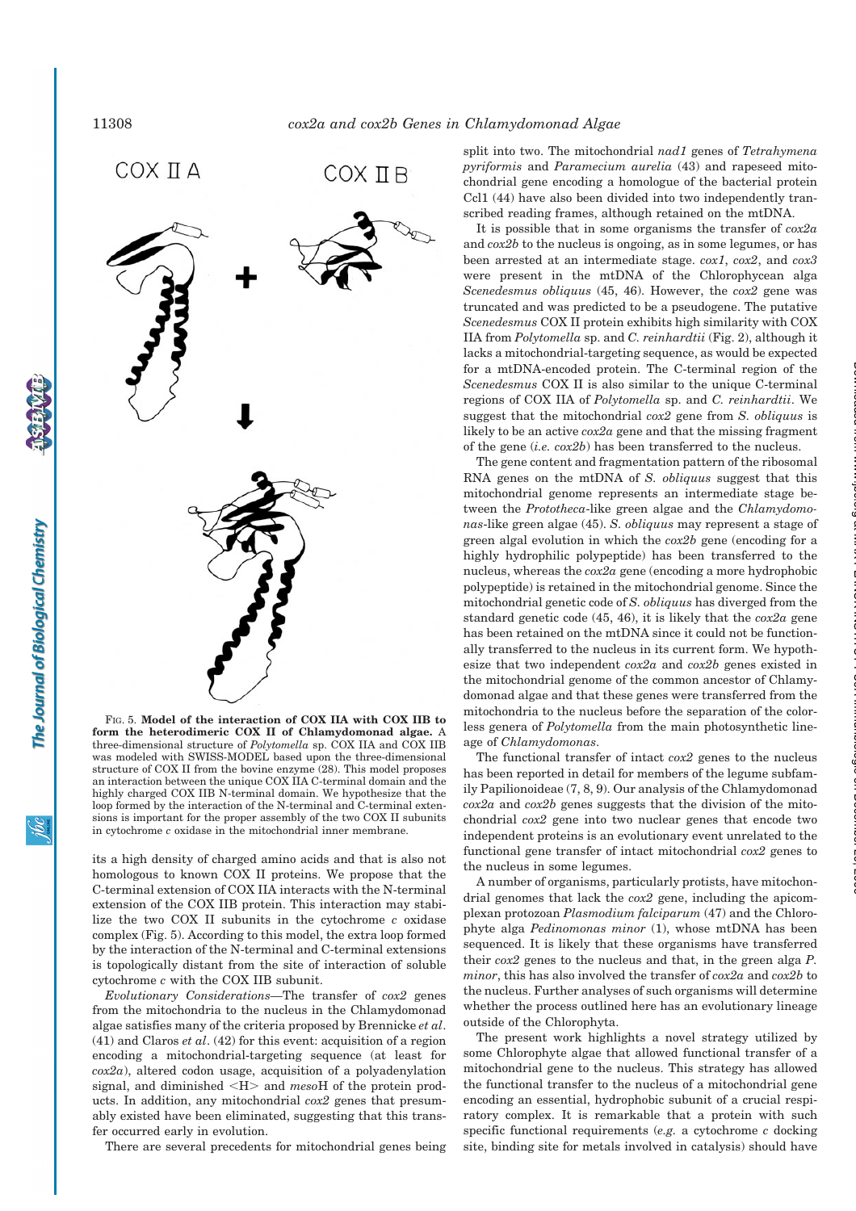FIG. 5. **Model of the interaction of COX IIA with COX IIB to form the heterodimeric COX II of Chlamydomonad algae.** A three-dimensional structure of *Polytomella* sp. COX IIA and COX IIB was modeled with SWISS-MODEL based upon the three-dimensional structure of COX II from the bovine enzyme (28). This model proposes an interaction between the unique COX IIA C-terminal domain and the highly charged COX IIB N-terminal domain. We hypothesize that the loop formed by the interaction of the N-terminal and C-terminal extensions is important for the proper assembly of the two COX II subunits in cytochrome *c* oxidase in the mitochondrial inner membrane.

its a high density of charged amino acids and that is also not homologous to known COX II proteins. We propose that the C-terminal extension of COX IIA interacts with the N-terminal extension of the COX IIB protein. This interaction may stabilize the two COX II subunits in the cytochrome *c* oxidase complex (Fig. 5). According to this model, the extra loop formed by the interaction of the N-terminal and C-terminal extensions is topologically distant from the site of interaction of soluble cytochrome *c* with the COX IIB subunit.

*Evolutionary Considerations*—The transfer of *cox2* genes from the mitochondria to the nucleus in the Chlamydomonad algae satisfies many of the criteria proposed by Brennicke *et al*. (41) and Claros *et al*. (42) for this event: acquisition of a region encoding a mitochondrial-targeting sequence (at least for *cox2a*), altered codon usage, acquisition of a polyadenylation signal, and diminished <H> and *meso*H of the protein products. In addition, any mitochondrial *cox2* genes that presumably existed have been eliminated, suggesting that this transfer occurred early in evolution.

There are several precedents for mitochondrial genes being split into two. The mitochondrial *nad1* genes of *Tetrahymena pyriformis* and *Paramecium aurelia* (43) and rapeseed mitochondrial gene encoding a homologue of the bacterial protein Ccl1 (44) have also been divided into two independently transcribed reading frames, although retained on the mtDNA.

It is possible that in some organisms the transfer of *cox2a* and *cox2b* to the nucleus is ongoing, as in some legumes, or has been arrested at an intermediate stage. *cox1*, *cox2*, and *cox3* were present in the mtDNA of the Chlorophycean alga *Scenedesmus obliquus* (45, 46). However, the *cox2* gene was truncated and was predicted to be a pseudogene. The putative *Scenedesmus* COX II protein exhibits high similarity with COX IIA from *Polytomella* sp. and *C. reinhardtii* (Fig. 2), although it lacks a mitochondrial-targeting sequence, as would be expected for a mtDNA-encoded protein. The C-terminal region of the *Scenedesmus* COX II is also similar to the unique C-terminal regions of COX IIA of *Polytomella* sp. and *C. reinhardtii*. We suggest that the mitochondrial *cox2* gene from *S. obliquus* is likely to be an active *cox2a* gene and that the missing fragment of the gene (*i.e. cox2b*) has been transferred to the nucleus.

The gene content and fragmentation pattern of the ribosomal RNA genes on the mtDNA of *S. obliquus* suggest that this mitochondrial genome represents an intermediate stage between the *Prototheca*-like green algae and the *Chlamydomonas*-like green algae (45). *S. obliquus* may represent a stage of green algal evolution in which the *cox2b* gene (encoding for a highly hydrophilic polypeptide) has been transferred to the nucleus, whereas the *cox2a* gene (encoding a more hydrophobic polypeptide) is retained in the mitochondrial genome. Since the mitochondrial genetic code of *S. obliquus* has diverged from the standard genetic code (45, 46), it is likely that the *cox2a* gene has been retained on the mtDNA since it could not be functionally transferred to the nucleus in its current form. We hypothesize that two independent *cox2a* and *cox2b* genes existed in the mitochondrial genome of the common ancestor of Chlamydomonad algae and that these genes were transferred from the mitochondria to the nucleus before the separation of the colorless genera of *Polytomella* from the main photosynthetic lineage of *Chlamydomonas*.

The functional transfer of intact *cox2* genes to the nucleus has been reported in detail for members of the legume subfamily Papilionoideae (7, 8, 9). Our analysis of the Chlamydomonad *cox2a* and *cox2b* genes suggests that the division of the mitochondrial *cox2* gene into two nuclear genes that encode two independent proteins is an evolutionary event unrelated to the functional gene transfer of intact mitochondrial *cox2* genes to the nucleus in some legumes.

A number of organisms, particularly protists, have mitochondrial genomes that lack the *cox2* gene, including the apicomplexan protozoan *Plasmodium falciparum* (47) and the Chlorophyte alga *Pedinomonas minor* (1), whose mtDNA has been sequenced. It is likely that these organisms have transferred their *cox2* genes to the nucleus and that, in the green alga *P. minor*, this has also involved the transfer of *cox2a* and *cox2b* to the nucleus. Further analyses of such organisms will determine whether the process outlined here has an evolutionary lineage outside of the Chlorophyta.

The present work highlights a novel strategy utilized by some Chlorophyte algae that allowed functional transfer of a mitochondrial gene to the nucleus. This strategy has allowed the functional transfer to the nucleus of a mitochondrial gene encoding an essential, hydrophobic subunit of a crucial respiratory complex. It is remarkable that a protein with such specific functional requirements (*e.g.* a cytochrome *c* docking site, binding site for metals involved in catalysis) should have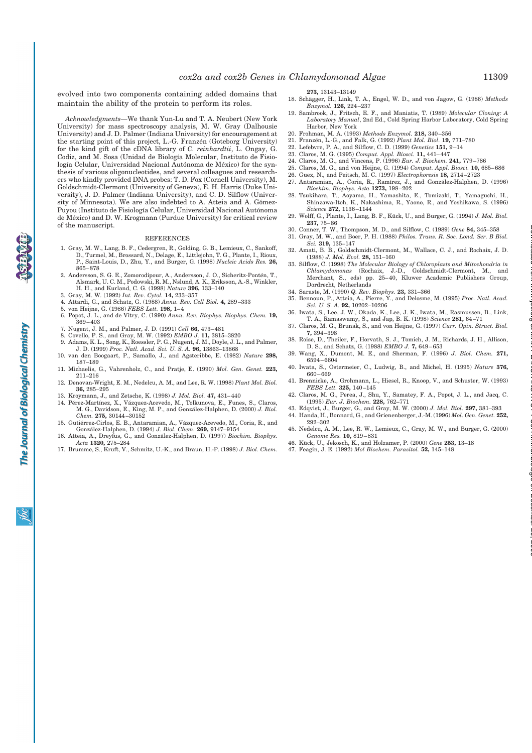evolved into two components containing added domains that maintain the ability of the protein to perform its roles.

*Acknowledgments*—We thank Yun-Lu and T. A. Neubert (New York University) for mass spectroscopy analysis, M. W. Gray (Dalhousie University) and J. D. Palmer (Indiana University) for encouragement at the starting point of this project, L.-G. Franzén (Goteborg University) for the kind gift of the cDNA library of *C. reinhardtii*, L. Ongay, G. Codiz, and M. Sosa (Unidad de Biología Molecular, Instituto de Fisiología Celular, Universidad Nacional Autónoma de México) for the synthesis of various oligonucleotides, and several colleagues and researchers who kindly provided DNA probes: T. D. Fox (Cornell University), M. Goldschmidt-Clermont (University of Geneva), E. H. Harris (Duke University), J. D. Palmer (Indiana University), and C. D. Silflow (University of Minnesota). We are also indebted to A. Atteia and A. Gómez-Puyou (Instituto de Fisiología Celular, Universidad Nacional Autónoma de México) and D. W. Krogmann (Purdue University) for critical review of the manuscript.

## REFERENCES

1. Gray, M. W., Lang, B. F., Cedergren, R., Golding, G. B., Lemieux, C., Sankoff, D., Turmel, M., Brossard, N., Delage, E., Littlejohn, T. G., Plante, I., Rioux, P., Saint-Louis, D., Zhu, Y., and Burger, G. (1998) *Nucleic Acids Res.* **26,** 865–878
2. Andersson, S. G. E., Zomorodipour, A., Andersson, J. O., Sicheritz-Pontén, T., Alsmark, U. C. M., Podowski, R. M., Nslund, A. K., Eriksson, A.-S., Winkler, H. H., and Kurland, C. G. (1998) *Nature* **396,** 133–140
3. Gray, M. W. (1992) *Int. Rev. Cytol.* **14,** 233–357
4. Attardi, G., and Schatz, G. (1988) *Annu. Rev. Cell Biol.* **4,** 289–333
5. von Heijne, G. (1986) *FEBS Lett.* **198,** 1–4
6. Popot, J. L., and de Vitry, C. (1990) *Annu. Rev. Biophys. Biophys. Chem.* **19,** 369–403
7. Nugent, J. M., and Palmer, J. D. (1991) *Cell* **66,** 473–481
8. Covello, P. S., and Gray, M. W. (1992) *EMBO J.* **11,** 3815–3820
9. Adams, K. L., Song, K., Roessler, P. G., Nugent, J. M., Doyle, J. L., and Palmer, J. D. (1999) *Proc. Natl. Acad. Sci. U. S. A.* **96,** 13863–13868
10. van den Boogaart, P., Samallo, J., and Agsteribbe, E. (1982) *Nature* **298,** 187–189
11. Michaelis, G., Vahrenholz, C., and Pratje, E. (1990) *Mol. Gen. Genet.* **223,** 211–216
12. Denovan-Wright, E. M., Nedelcu, A. M., and Lee, R. W. (1998) *Plant Mol. Biol.* **36,** 285–295
13. Kroymann, J., and Zetsche, K. (1998) *J. Mol. Biol.* **47,** 431–440
14. Pérez-Martínez, X., Vázquez-Acevedo, M., Tolkunova, E., Funes, S., Claros, M. G., Davidson, E., King, M. P., and González-Halphen, D. (2000) *J. Biol. Chem.* **275,** 30144–30152
15. Gutiérrez-Cirlos, E. B., Antaramian, A., Vázquez-Acevedo, M., Coria, R., and González-Halphen, D. (1994) *J. Biol. Chem.* **269,** 9147–9154
16. Atteia, A., Dreyfus, G., and González-Halphen, D. (1997) *Biochim. Biophys. Acta* **1320,** 275–284
17. Brumme, S., Kruft, V., Schmitz, U.-K., and Braun, H.-P. (1998) *J. Biol. Chem.* **273,** 13143–13149
18. Schägger, H., Link, T. A., Engel, W. D., and von Jagow, G. (1986) *Methods Enzymol.* **126,** 224–237
19. Sambrook, J., Fritsch, E. F., and Maniatis, T. (1989) *Molecular Cloning: A Laboratory Manual*, 2nd Ed., Cold Spring Harbor Laboratory, Cold Spring Harbor, New York
20. Frohman, M. A. (1993) *Methods Enzymol.* **218,** 340–356
21. Franzén, L.-G., and Falk, G. (1992) *Plant Mol. Biol.* **19,** 771–780
22. Lefebvre, P. A., and Silflow, C. D. (1999) *Genetics* **151,** 9–14
23. Claros, M. G. (1995) *Comput. Appl. Biosci.* **11,** 441–447
24. Claros, M. G., and Vincens, P. (1996) *Eur. J. Biochem.* **241,** 779–786
25. Claros, M. G., and von Heijne, G. (1994) *Comput. Appl. Biosci.* **10,** 685–686
26. Guex, N., and Peitsch, M. C. (1997) *Electrophoresis* **18,** 2714–2723
27. Antaramian, A., Coria, R., Ramírez, J., and González-Halphen, D. (1996) *Biochim. Biophys. Acta* **1273,** 198–202
28. Tsukihara, T., Aoyama, H., Yamashita, E., Tomizaki, T., Yamaguchi, H., Shinzawa-Itoh, K., Nakashima, R., Yaono, R., and Yoshikawa, S. (1996) *Science* **272,** 1136–1144
29. Wolff, G., Plante, I., Lang, B. F., Kück, U., and Burger, G. (1994) *J. Mol. Biol.* **237,** 75–86
30. Conner, T. W., Thompson, M. D., and Silflow, C. (1989) *Gene* **84,** 345–358
31. Gray, M. W., and Boer, P. H. (1988) *Philos. Trans. R. Soc. Lond. Ser. B Biol. Sci.* **319,** 135–147
32. Amati, B. B., Goldschmidt-Clermont, M., Wallace, C. J., and Rochaix, J. D. (1988) *J. Mol. Evol.* **28,** 151–160
33. Silflow, C. (1998) *The Molecular Biology of Chloroplasts and Mitochondria in Chlamydomonas* (Rochaix, J.-D., Goldschmidt-Clermont, M., and Merchant, S., eds) pp. 25–40, Kluwer Academic Publishers Group, Dordrecht, Netherlands
34. Saraste, M. (1990) *Q. Rev. Biophys.* **23,** 331–366
35. Bennoun, P., Atteia, A., Pierre, Y., and Delosme, M. (1995) *Proc. Natl. Acad. Sci. U. S. A.* **92,** 10202–10206
36. Iwata, S., Lee, J. W., Okada, K., Lee, J. K., Iwata, M., Rasmussen, B., Link, T. A., Ramaswamy, S., and Jap, B. K. (1998) *Science* **281,** 64–71
37. Claros, M. G., Brunak, S., and von Heijne, G. (1997) *Curr. Opin. Struct. Biol.* **7,** 394–398
38. Roise, D., Theiler, F., Horvath, S. J., Tomich, J. M., Richards, J. H., Allison, D. S., and Schatz, G. (1988) *EMBO J.* **7,** 649–653
39. Wang, X., Dumont, M. E., and Sherman, F. (1996) *J. Biol. Chem.* **271,** 6594–6604
40. Iwata, S., Ostermeier, C., Ludwig, B., and Michel, H. (1995) *Nature* **376,** 660–669
41. Brennicke, A., Grohmann, L., Hiesel, R., Knoop, V., and Schuster, W. (1993) *FEBS Lett.* **325,** 140–145
42. Claros, M. G., Perea, J., Shu, Y., Samatey, F. A., Popot, J. L., and Jacq, C. (1995) *Eur. J. Biochem.* **228,** 762–771
43. Edqvist, J., Burger, G., and Gray, M. W. (2000) *J. Mol. Biol.* **297,** 381–393
44. Handa, H., Bonnard, G., and Grienenberger, J.-M. (1996) *Mol. Gen. Genet.* **252,** 292–302
45. Nedelcu, A. M., Lee, R. W., Lemieux, C., Gray, M. W., and Burger, G. (2000) *Genome Res.* **10,** 819–831
46. Kück, U., Jekosch, K., and Holzamer, P. (2000) *Gene* **253,** 13–18
47. Feagin, J. E. (1992) *Mol Biochem. Parasitol.* **52,** 145–148